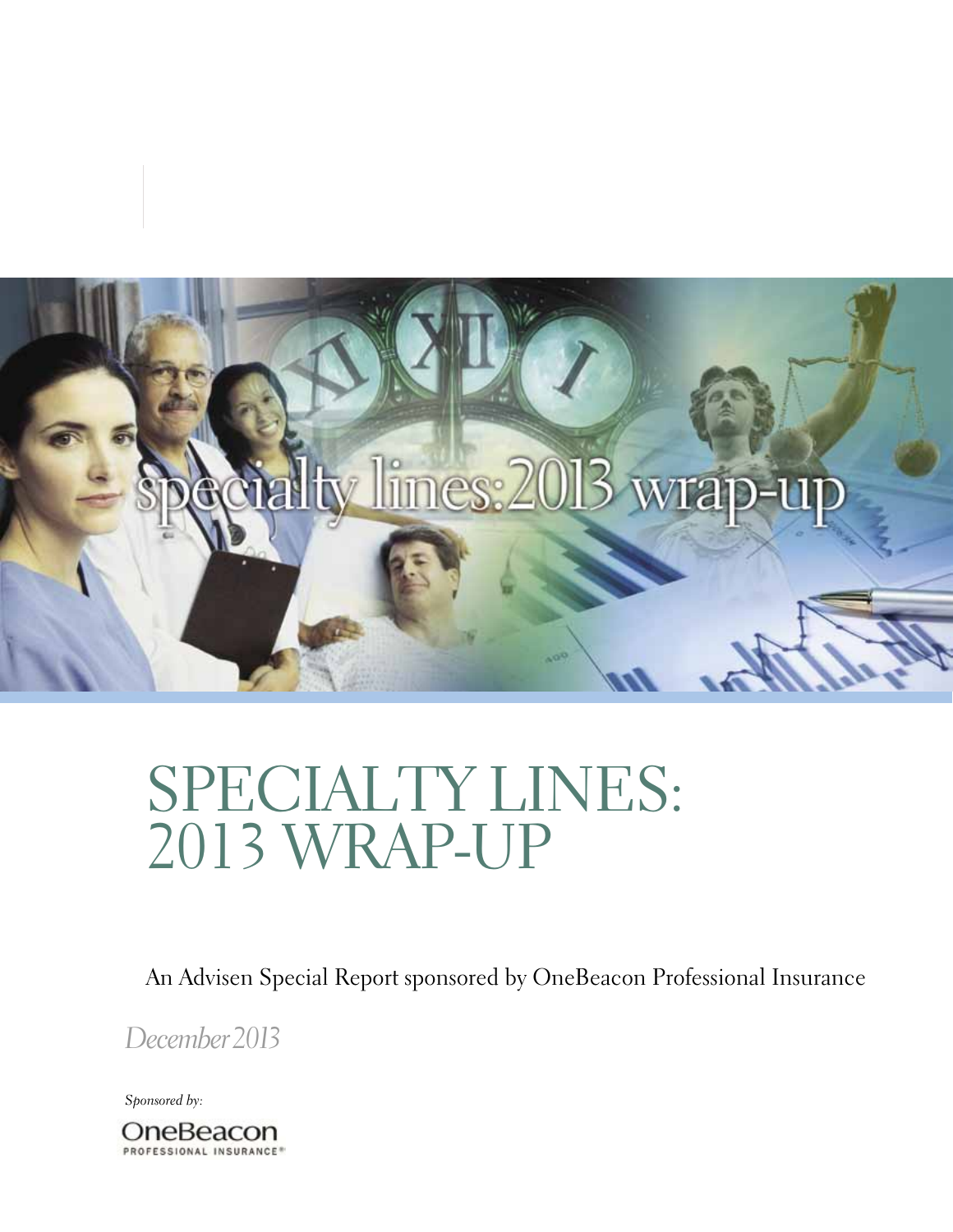# SPECIALTY LINES: 2013 WRAP-UP

An Advisen Special Report sponsored by OneBeacon Professional Insurance

*December 2013*

*Sponsored by:*

OneBeacon
PROFESSIONAL INSURANCE®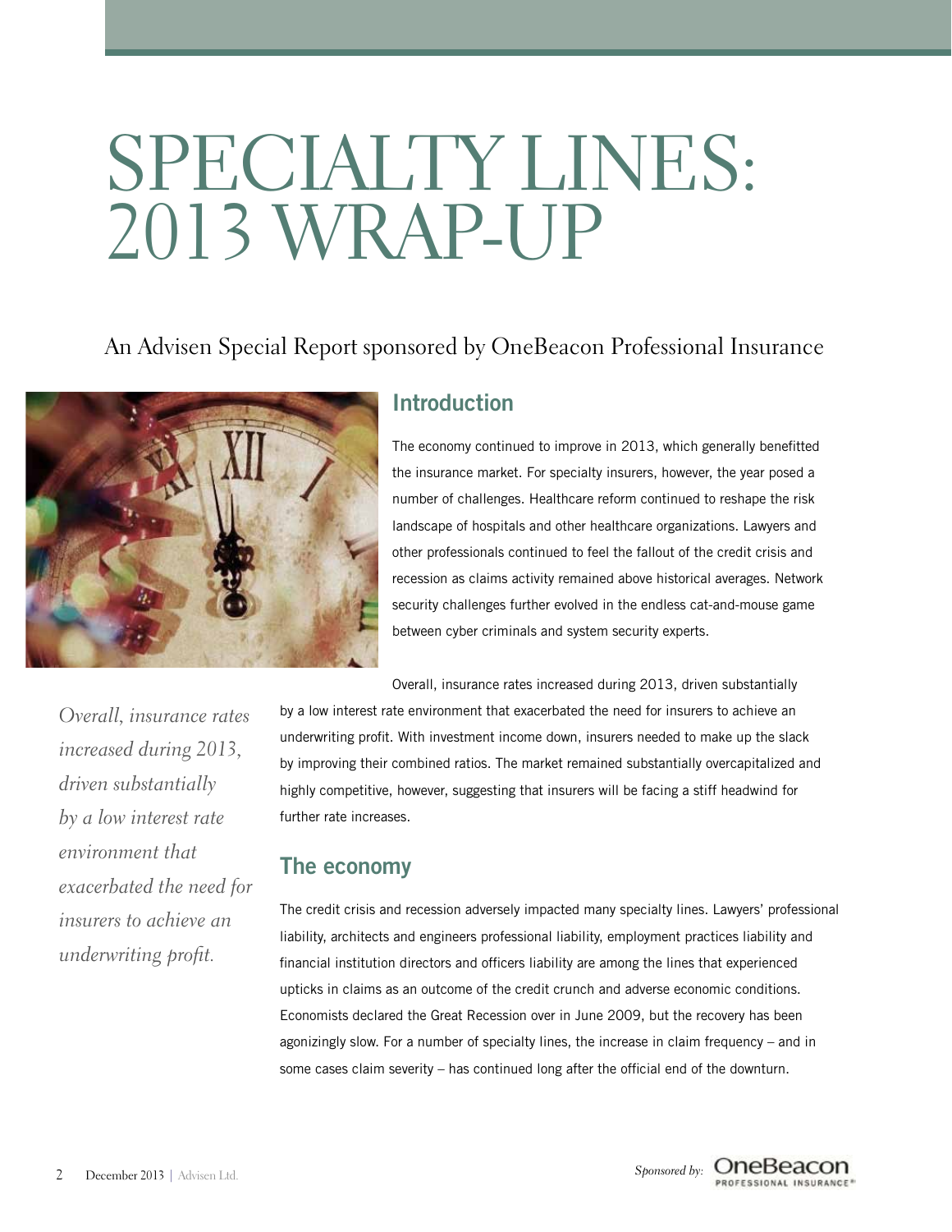# SPECIALTY LINES: 2013 WRAP-UP

An Advisen Special Report sponsored by OneBeacon Professional Insurance

## Introduction

The economy continued to improve in 2013, which generally benefitted the insurance market. For specialty insurers, however, the year posed a number of challenges. Healthcare reform continued to reshape the risk landscape of hospitals and other healthcare organizations. Lawyers and other professionals continued to feel the fallout of the credit crisis and recession as claims activity remained above historical averages. Network security challenges further evolved in the endless cat-and-mouse game between cyber criminals and system security experts.

Overall, insurance rates increased during 2013, driven substantially by a low interest rate environment that exacerbated the need for insurers to achieve an underwriting profit. With investment income down, insurers needed to make up the slack by improving their combined ratios. The market remained substantially overcapitalized and highly competitive, however, suggesting that insurers will be facing a stiff headwind for further rate increases.

*Overall, insurance rates increased during 2013, driven substantially by a low interest rate environment that exacerbated the need for insurers to achieve an underwriting profit.*

## The economy

The credit crisis and recession adversely impacted many specialty lines. Lawyers' professional liability, architects and engineers professional liability, employment practices liability and financial institution directors and officers liability are among the lines that experienced upticks in claims as an outcome of the credit crunch and adverse economic conditions. Economists declared the Great Recession over in June 2009, but the recovery has been agonizingly slow. For a number of specialty lines, the increase in claim frequency – and in some cases claim severity – has continued long after the official end of the downturn.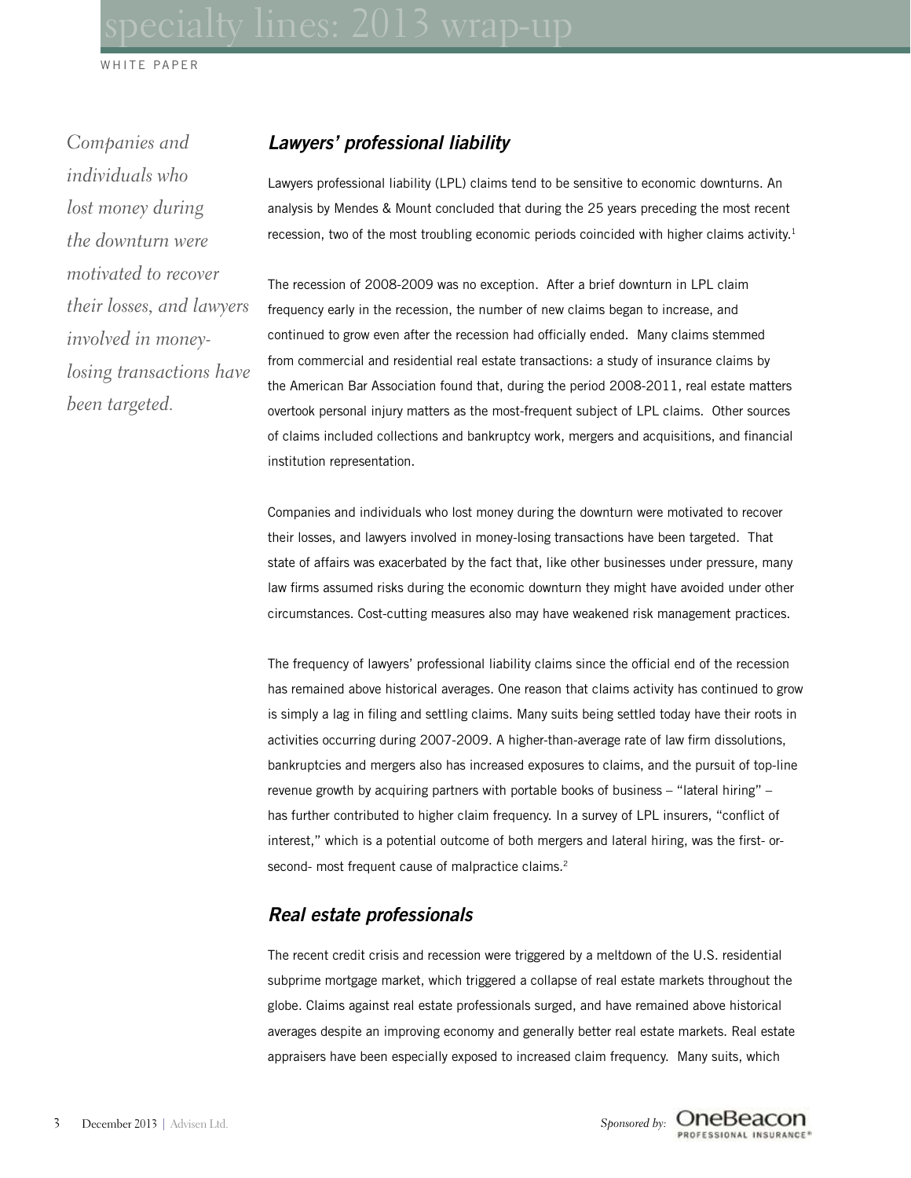*Companies and individuals who lost money during the downturn were motivated to recover their losses, and lawyers involved in money-losing transactions have been targeted.*

## Lawyers' professional liability

Lawyers professional liability (LPL) claims tend to be sensitive to economic downturns. An analysis by Mendes & Mount concluded that during the 25 years preceding the most recent recession, two of the most troubling economic periods coincided with higher claims activity.[1]

The recession of 2008-2009 was no exception. After a brief downturn in LPL claim frequency early in the recession, the number of new claims began to increase, and continued to grow even after the recession had officially ended. Many claims stemmed from commercial and residential real estate transactions: a study of insurance claims by the American Bar Association found that, during the period 2008-2011, real estate matters overtook personal injury matters as the most-frequent subject of LPL claims. Other sources of claims included collections and bankruptcy work, mergers and acquisitions, and financial institution representation.

Companies and individuals who lost money during the downturn were motivated to recover their losses, and lawyers involved in money-losing transactions have been targeted. That state of affairs was exacerbated by the fact that, like other businesses under pressure, many law firms assumed risks during the economic downturn they might have avoided under other circumstances. Cost-cutting measures also may have weakened risk management practices.

The frequency of lawyers' professional liability claims since the official end of the recession has remained above historical averages. One reason that claims activity has continued to grow is simply a lag in filing and settling claims. Many suits being settled today have their roots in activities occurring during 2007-2009. A higher-than-average rate of law firm dissolutions, bankruptcies and mergers also has increased exposures to claims, and the pursuit of top-line revenue growth by acquiring partners with portable books of business – "lateral hiring" – has further contributed to higher claim frequency. In a survey of LPL insurers, "conflict of interest," which is a potential outcome of both mergers and lateral hiring, was the first- or-second- most frequent cause of malpractice claims.[2]

## Real estate professionals

The recent credit crisis and recession were triggered by a meltdown of the U.S. residential subprime mortgage market, which triggered a collapse of real estate markets throughout the globe. Claims against real estate professionals surged, and have remained above historical averages despite an improving economy and generally better real estate markets. Real estate appraisers have been especially exposed to increased claim frequency. Many suits, which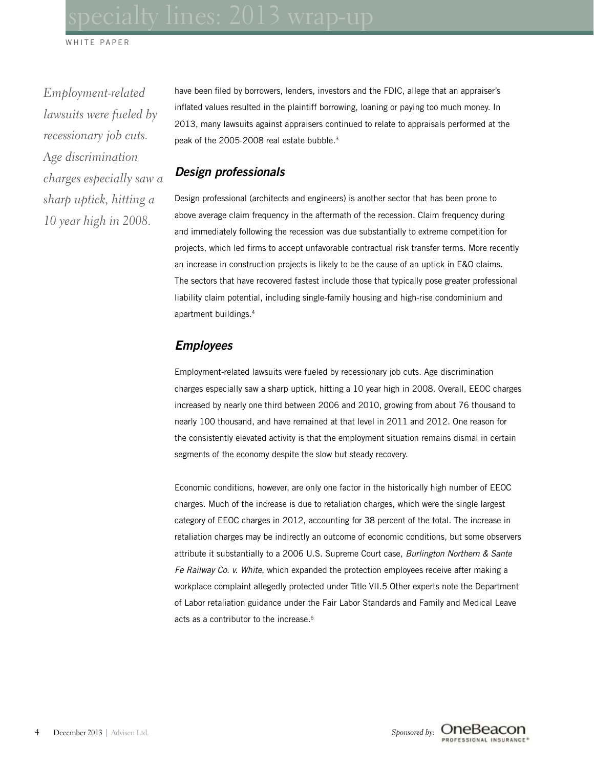*Employment-related lawsuits were fueled by recessionary job cuts. Age discrimination charges especially saw a sharp uptick, hitting a 10 year high in 2008.*

have been filed by borrowers, lenders, investors and the FDIC, allege that an appraiser's inflated values resulted in the plaintiff borrowing, loaning or paying too much money. In 2013, many lawsuits against appraisers continued to relate to appraisals performed at the peak of the 2005-2008 real estate bubble.[3]

### *Design professionals*

Design professional (architects and engineers) is another sector that has been prone to above average claim frequency in the aftermath of the recession. Claim frequency during and immediately following the recession was due substantially to extreme competition for projects, which led firms to accept unfavorable contractual risk transfer terms. More recently an increase in construction projects is likely to be the cause of an uptick in E&O claims. The sectors that have recovered fastest include those that typically pose greater professional liability claim potential, including single-family housing and high-rise condominium and apartment buildings.[4]

### *Employees*

Employment-related lawsuits were fueled by recessionary job cuts. Age discrimination charges especially saw a sharp uptick, hitting a 10 year high in 2008. Overall, EEOC charges increased by nearly one third between 2006 and 2010, growing from about 76 thousand to nearly 100 thousand, and have remained at that level in 2011 and 2012. One reason for the consistently elevated activity is that the employment situation remains dismal in certain segments of the economy despite the slow but steady recovery.

Economic conditions, however, are only one factor in the historically high number of EEOC charges. Much of the increase is due to retaliation charges, which were the single largest category of EEOC charges in 2012, accounting for 38 percent of the total. The increase in retaliation charges may be indirectly an outcome of economic conditions, but some observers attribute it substantially to a 2006 U.S. Supreme Court case, *Burlington Northern & Sante Fe Railway Co. v. White*, which expanded the protection employees receive after making a workplace complaint allegedly protected under Title VII.5 Other experts note the Department of Labor retaliation guidance under the Fair Labor Standards and Family and Medical Leave acts as a contributor to the increase.[6]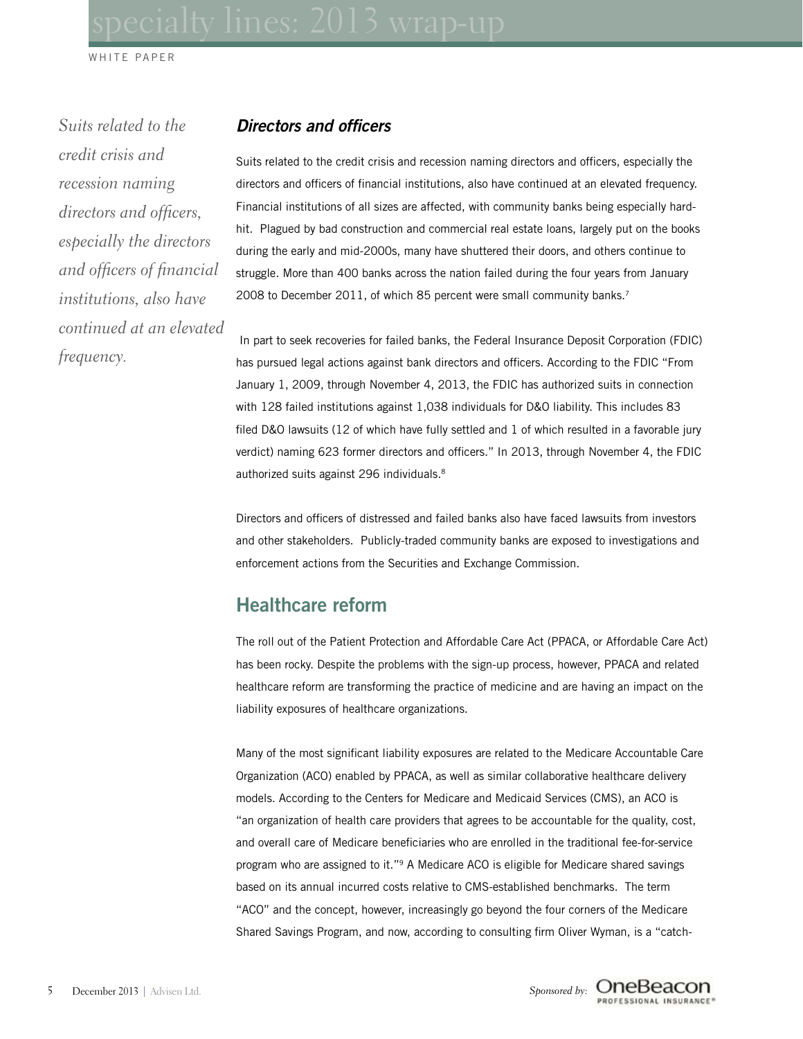*Suits related to the credit crisis and recession naming directors and officers, especially the directors and officers of financial institutions, also have continued at an elevated frequency.*

### *Directors and officers*

Suits related to the credit crisis and recession naming directors and officers, especially the directors and officers of financial institutions, also have continued at an elevated frequency. Financial institutions of all sizes are affected, with community banks being especially hard-hit. Plagued by bad construction and commercial real estate loans, largely put on the books during the early and mid-2000s, many have shuttered their doors, and others continue to struggle. More than 400 banks across the nation failed during the four years from January 2008 to December 2011, of which 85 percent were small community banks.[7]

In part to seek recoveries for failed banks, the Federal Insurance Deposit Corporation (FDIC) has pursued legal actions against bank directors and officers. According to the FDIC "From January 1, 2009, through November 4, 2013, the FDIC has authorized suits in connection with 128 failed institutions against 1,038 individuals for D&O liability. This includes 83 filed D&O lawsuits (12 of which have fully settled and 1 of which resulted in a favorable jury verdict) naming 623 former directors and officers." In 2013, through November 4, the FDIC authorized suits against 296 individuals.[8]

Directors and officers of distressed and failed banks also have faced lawsuits from investors and other stakeholders. Publicly-traded community banks are exposed to investigations and enforcement actions from the Securities and Exchange Commission.

## Healthcare reform

The roll out of the Patient Protection and Affordable Care Act (PPACA, or Affordable Care Act) has been rocky. Despite the problems with the sign-up process, however, PPACA and related healthcare reform are transforming the practice of medicine and are having an impact on the liability exposures of healthcare organizations.

Many of the most significant liability exposures are related to the Medicare Accountable Care Organization (ACO) enabled by PPACA, as well as similar collaborative healthcare delivery models. According to the Centers for Medicare and Medicaid Services (CMS), an ACO is "an organization of health care providers that agrees to be accountable for the quality, cost, and overall care of Medicare beneficiaries who are enrolled in the traditional fee-for-service program who are assigned to it."[9] A Medicare ACO is eligible for Medicare shared savings based on its annual incurred costs relative to CMS-established benchmarks. The term "ACO" and the concept, however, increasingly go beyond the four corners of the Medicare Shared Savings Program, and now, according to consulting firm Oliver Wyman, is a "catch-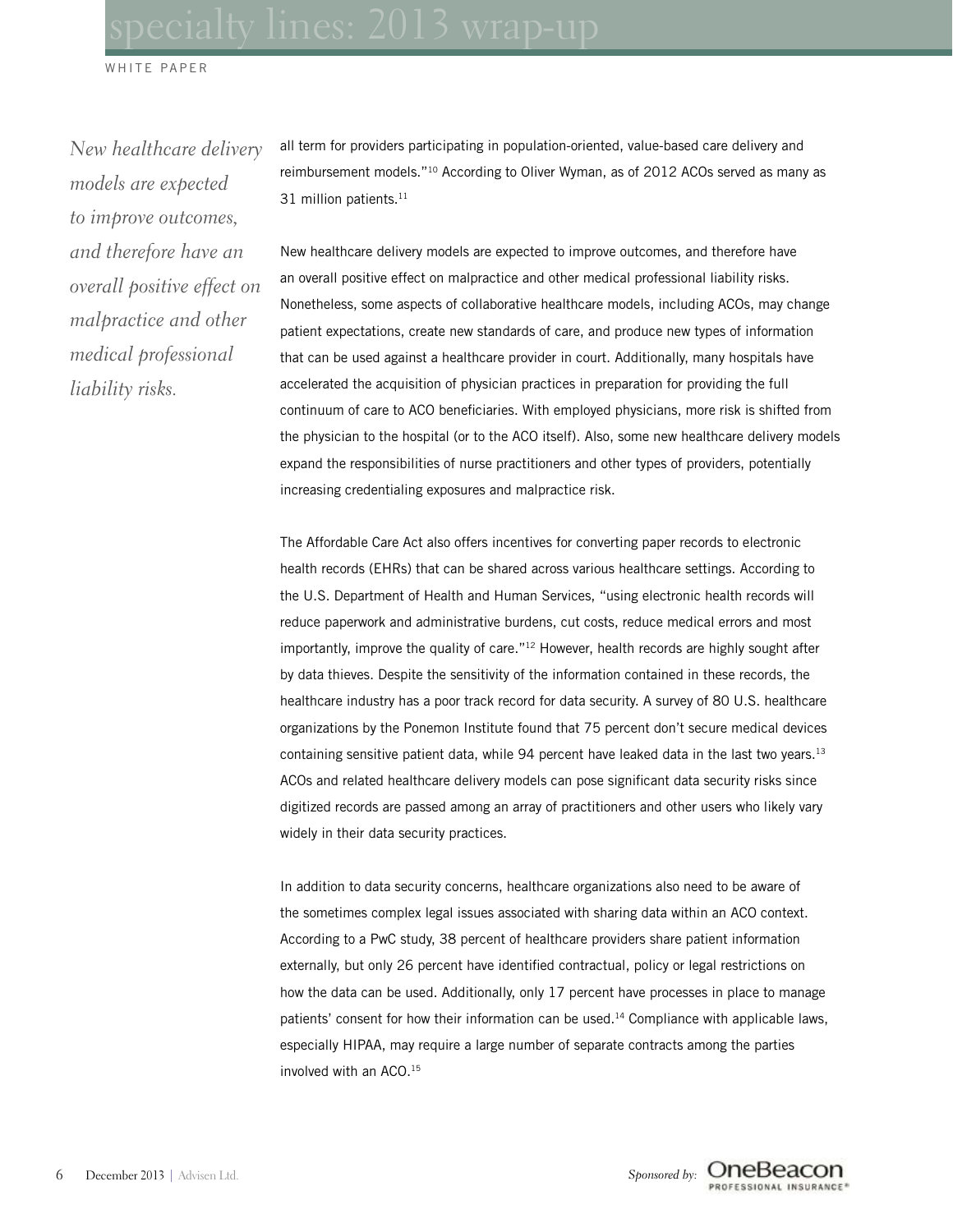*New healthcare delivery models are expected to improve outcomes, and therefore have an overall positive effect on malpractice and other medical professional liability risks.*

all term for providers participating in population-oriented, value-based care delivery and reimbursement models."[10] According to Oliver Wyman, as of 2012 ACOs served as many as 31 million patients.[11]

New healthcare delivery models are expected to improve outcomes, and therefore have an overall positive effect on malpractice and other medical professional liability risks. Nonetheless, some aspects of collaborative healthcare models, including ACOs, may change patient expectations, create new standards of care, and produce new types of information that can be used against a healthcare provider in court. Additionally, many hospitals have accelerated the acquisition of physician practices in preparation for providing the full continuum of care to ACO beneficiaries. With employed physicians, more risk is shifted from the physician to the hospital (or to the ACO itself). Also, some new healthcare delivery models expand the responsibilities of nurse practitioners and other types of providers, potentially increasing credentialing exposures and malpractice risk.

The Affordable Care Act also offers incentives for converting paper records to electronic health records (EHRs) that can be shared across various healthcare settings. According to the U.S. Department of Health and Human Services, "using electronic health records will reduce paperwork and administrative burdens, cut costs, reduce medical errors and most importantly, improve the quality of care."[12] However, health records are highly sought after by data thieves. Despite the sensitivity of the information contained in these records, the healthcare industry has a poor track record for data security. A survey of 80 U.S. healthcare organizations by the Ponemon Institute found that 75 percent don't secure medical devices containing sensitive patient data, while 94 percent have leaked data in the last two years.[13] ACOs and related healthcare delivery models can pose significant data security risks since digitized records are passed among an array of practitioners and other users who likely vary widely in their data security practices.

In addition to data security concerns, healthcare organizations also need to be aware of the sometimes complex legal issues associated with sharing data within an ACO context. According to a PwC study, 38 percent of healthcare providers share patient information externally, but only 26 percent have identified contractual, policy or legal restrictions on how the data can be used. Additionally, only 17 percent have processes in place to manage patients' consent for how their information can be used.[14] Compliance with applicable laws, especially HIPAA, may require a large number of separate contracts among the parties involved with an ACO.[15]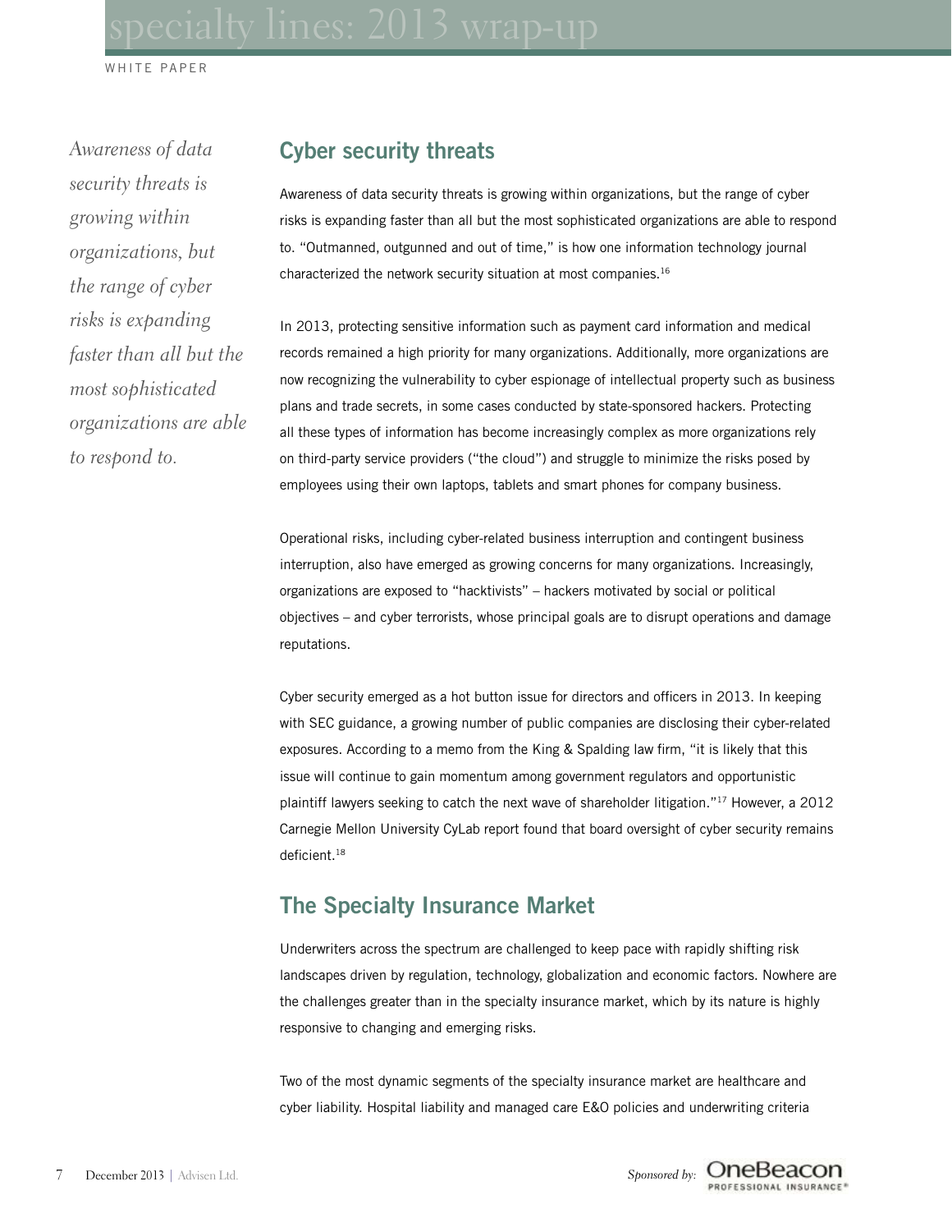*Awareness of data security threats is growing within organizations, but the range of cyber risks is expanding faster than all but the most sophisticated organizations are able to respond to.*

## Cyber security threats

Awareness of data security threats is growing within organizations, but the range of cyber risks is expanding faster than all but the most sophisticated organizations are able to respond to. "Outmanned, outgunned and out of time," is how one information technology journal characterized the network security situation at most companies.[16]

In 2013, protecting sensitive information such as payment card information and medical records remained a high priority for many organizations. Additionally, more organizations are now recognizing the vulnerability to cyber espionage of intellectual property such as business plans and trade secrets, in some cases conducted by state-sponsored hackers. Protecting all these types of information has become increasingly complex as more organizations rely on third-party service providers ("the cloud") and struggle to minimize the risks posed by employees using their own laptops, tablets and smart phones for company business.

Operational risks, including cyber-related business interruption and contingent business interruption, also have emerged as growing concerns for many organizations. Increasingly, organizations are exposed to "hacktivists" – hackers motivated by social or political objectives – and cyber terrorists, whose principal goals are to disrupt operations and damage reputations.

Cyber security emerged as a hot button issue for directors and officers in 2013. In keeping with SEC guidance, a growing number of public companies are disclosing their cyber-related exposures. According to a memo from the King & Spalding law firm, "it is likely that this issue will continue to gain momentum among government regulators and opportunistic plaintiff lawyers seeking to catch the next wave of shareholder litigation."[17] However, a 2012 Carnegie Mellon University CyLab report found that board oversight of cyber security remains deficient.[18]

## The Specialty Insurance Market

Underwriters across the spectrum are challenged to keep pace with rapidly shifting risk landscapes driven by regulation, technology, globalization and economic factors. Nowhere are the challenges greater than in the specialty insurance market, which by its nature is highly responsive to changing and emerging risks.

Two of the most dynamic segments of the specialty insurance market are healthcare and cyber liability. Hospital liability and managed care E&O policies and underwriting criteria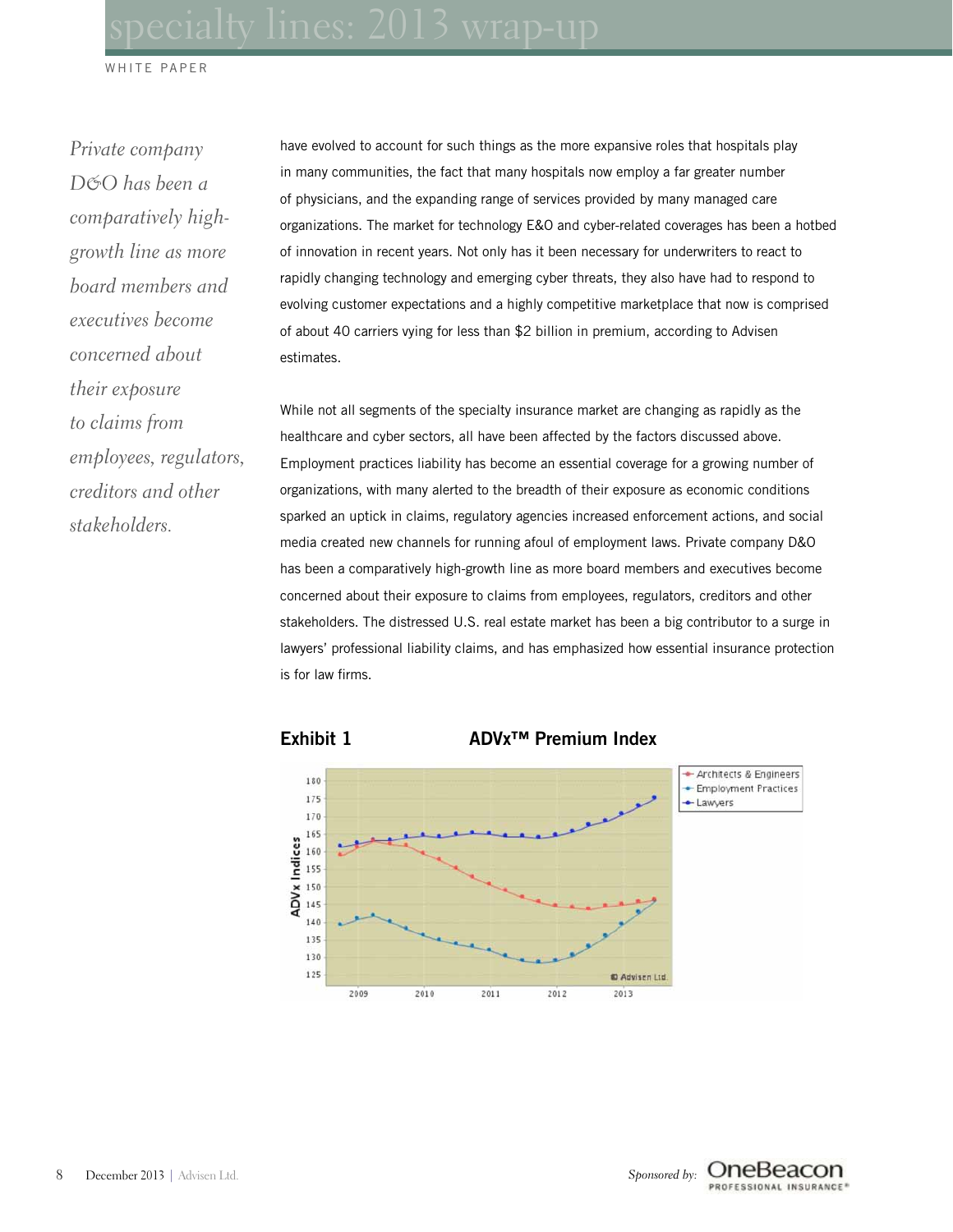*Private company D&O has been a comparatively high-growth line as more board members and executives become concerned about their exposure to claims from employees, regulators, creditors and other stakeholders.*

have evolved to account for such things as the more expansive roles that hospitals play in many communities, the fact that many hospitals now employ a far greater number of physicians, and the expanding range of services provided by many managed care organizations. The market for technology E&O and cyber-related coverages has been a hotbed of innovation in recent years. Not only has it been necessary for underwriters to react to rapidly changing technology and emerging cyber threats, they also have had to respond to evolving customer expectations and a highly competitive marketplace that now is comprised of about 40 carriers vying for less than $2 billion in premium, according to Advisen estimates.

While not all segments of the specialty insurance market are changing as rapidly as the healthcare and cyber sectors, all have been affected by the factors discussed above. Employment practices liability has become an essential coverage for a growing number of organizations, with many alerted to the breadth of their exposure as economic conditions sparked an uptick in claims, regulatory agencies increased enforcement actions, and social media created new channels for running afoul of employment laws. Private company D&O has been a comparatively high-growth line as more board members and executives become concerned about their exposure to claims from employees, regulators, creditors and other stakeholders. The distressed U.S. real estate market has been a big contributor to a surge in lawyers' professional liability claims, and has emphasized how essential insurance protection is for law firms.

**Exhibit 1 ADVx™ Premium Index**

ADVx Indices

180
175
170
165
160
155
150
145
140
135
130
125

2009 2010 2011 2012 2013

Architects & Engineers
Employment Practices
Lawyers

© Advisen Ltd.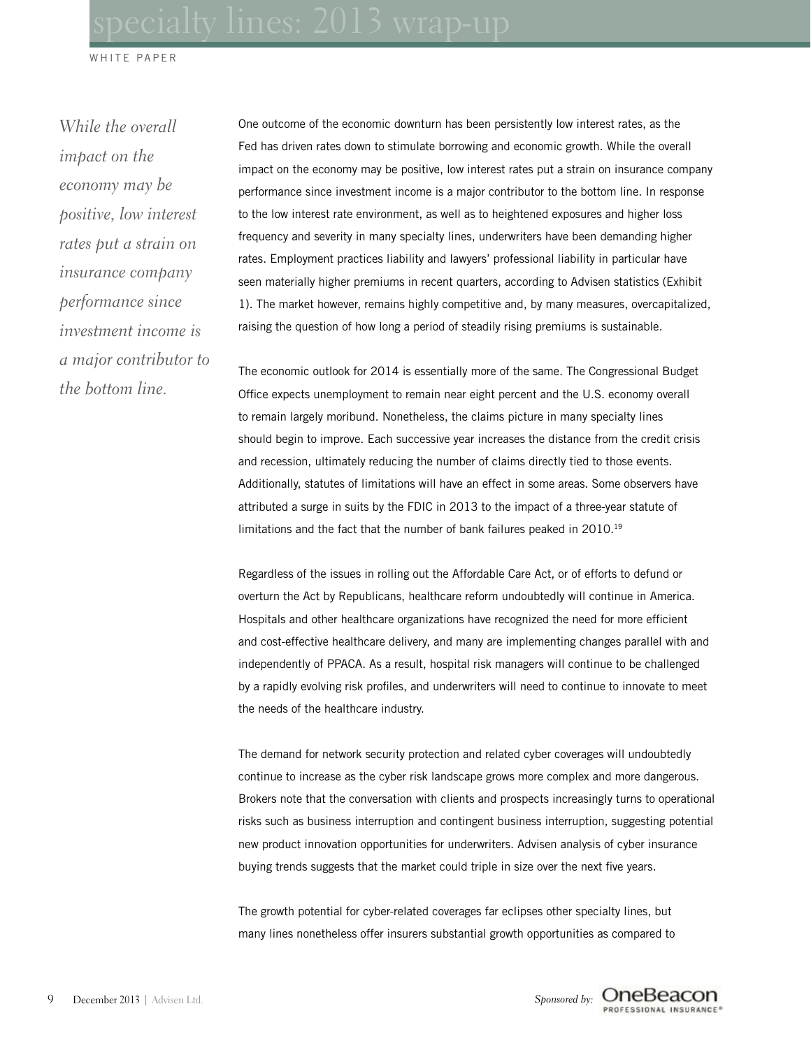*While the overall impact on the economy may be positive, low interest rates put a strain on insurance company performance since investment income is a major contributor to the bottom line.*

One outcome of the economic downturn has been persistently low interest rates, as the Fed has driven rates down to stimulate borrowing and economic growth. While the overall impact on the economy may be positive, low interest rates put a strain on insurance company performance since investment income is a major contributor to the bottom line. In response to the low interest rate environment, as well as to heightened exposures and higher loss frequency and severity in many specialty lines, underwriters have been demanding higher rates. Employment practices liability and lawyers' professional liability in particular have seen materially higher premiums in recent quarters, according to Advisen statistics (Exhibit 1). The market however, remains highly competitive and, by many measures, overcapitalized, raising the question of how long a period of steadily rising premiums is sustainable.

The economic outlook for 2014 is essentially more of the same. The Congressional Budget Office expects unemployment to remain near eight percent and the U.S. economy overall to remain largely moribund. Nonetheless, the claims picture in many specialty lines should begin to improve. Each successive year increases the distance from the credit crisis and recession, ultimately reducing the number of claims directly tied to those events. Additionally, statutes of limitations will have an effect in some areas. Some observers have attributed a surge in suits by the FDIC in 2013 to the impact of a three-year statute of limitations and the fact that the number of bank failures peaked in 2010.[19]

Regardless of the issues in rolling out the Affordable Care Act, or of efforts to defund or overturn the Act by Republicans, healthcare reform undoubtedly will continue in America. Hospitals and other healthcare organizations have recognized the need for more efficient and cost-effective healthcare delivery, and many are implementing changes parallel with and independently of PPACA. As a result, hospital risk managers will continue to be challenged by a rapidly evolving risk profiles, and underwriters will need to continue to innovate to meet the needs of the healthcare industry.

The demand for network security protection and related cyber coverages will undoubtedly continue to increase as the cyber risk landscape grows more complex and more dangerous. Brokers note that the conversation with clients and prospects increasingly turns to operational risks such as business interruption and contingent business interruption, suggesting potential new product innovation opportunities for underwriters. Advisen analysis of cyber insurance buying trends suggests that the market could triple in size over the next five years.

The growth potential for cyber-related coverages far eclipses other specialty lines, but many lines nonetheless offer insurers substantial growth opportunities as compared to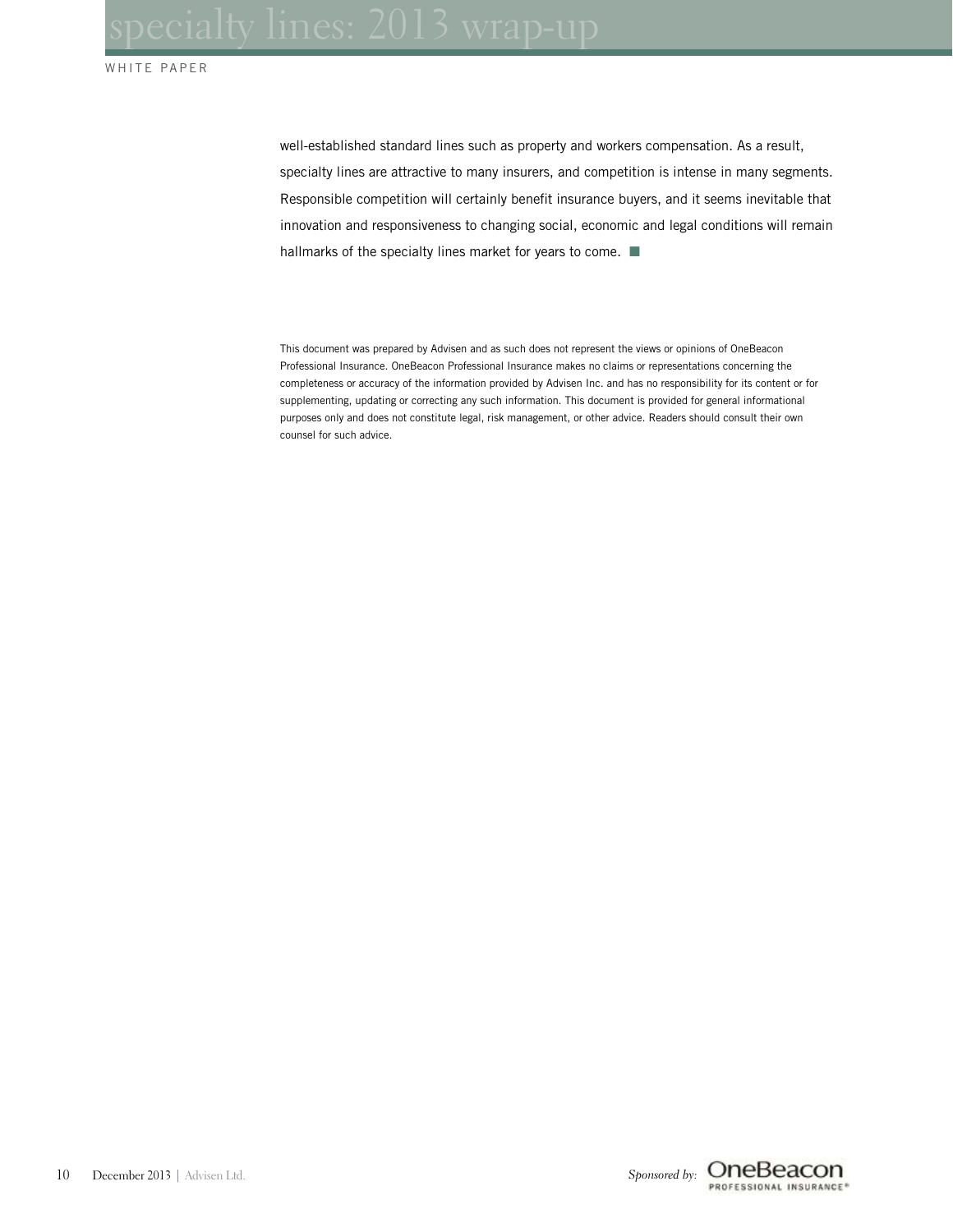well-established standard lines such as property and workers compensation. As a result, specialty lines are attractive to many insurers, and competition is intense in many segments. Responsible competition will certainly benefit insurance buyers, and it seems inevitable that innovation and responsiveness to changing social, economic and legal conditions will remain hallmarks of the specialty lines market for years to come. ■

This document was prepared by Advisen and as such does not represent the views or opinions of OneBeacon Professional Insurance. OneBeacon Professional Insurance makes no claims or representations concerning the completeness or accuracy of the information provided by Advisen Inc. and has no responsibility for its content or for supplementing, updating or correcting any such information. This document is provided for general informational purposes only and does not constitute legal, risk management, or other advice. Readers should consult their own counsel for such advice.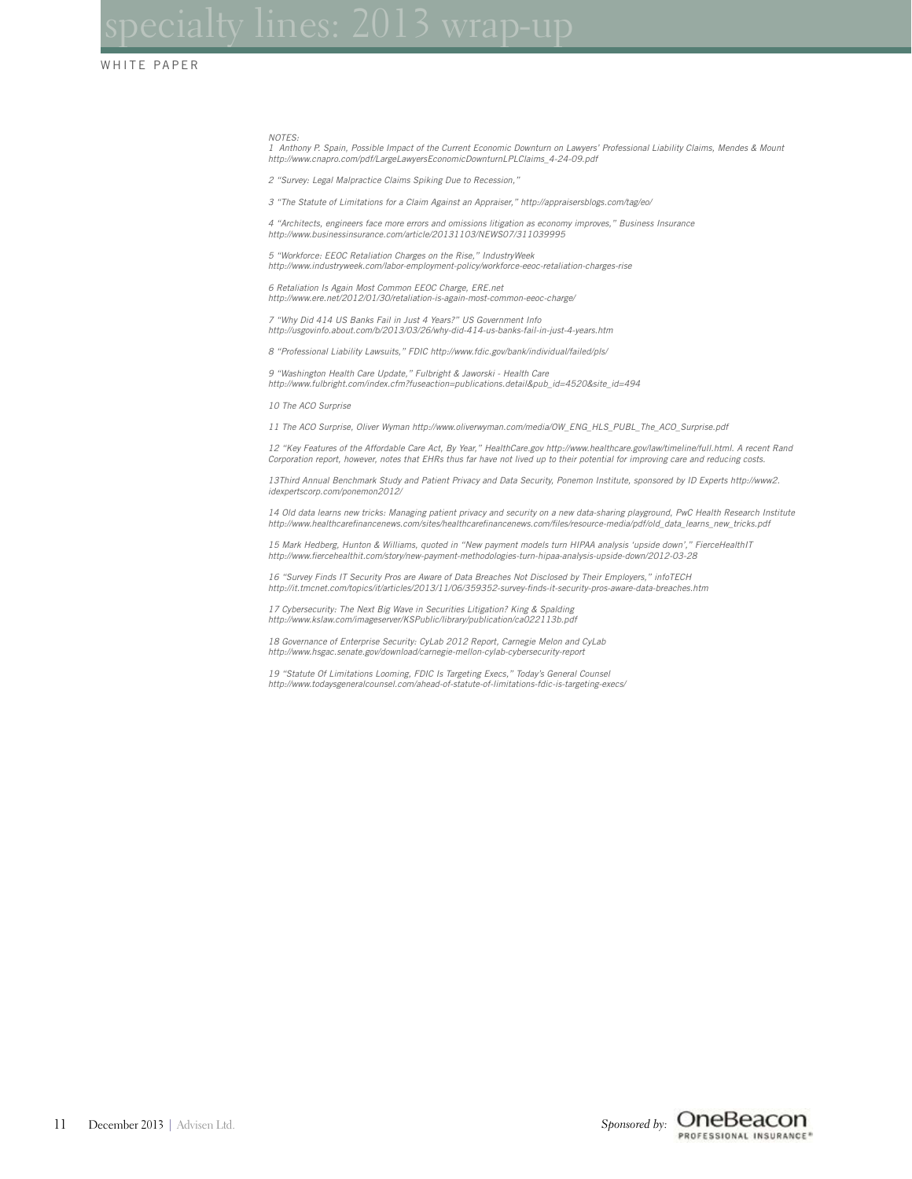*NOTES:*

*1 Anthony P. Spain, Possible Impact of the Current Economic Downturn on Lawyers' Professional Liability Claims, Mendes & Mount http://www.cnapro.com/pdf/LargeLawyersEconomicDownturnLPLClaims_4-24-09.pdf*

*2 "Survey: Legal Malpractice Claims Spiking Due to Recession,"*

*3 "The Statute of Limitations for a Claim Against an Appraiser," http://appraisersblogs.com/tag/eo/*

*4 "Architects, engineers face more errors and omissions litigation as economy improves," Business Insurance http://www.businessinsurance.com/article/20131103/NEWS07/311039995*

*5 "Workforce: EEOC Retaliation Charges on the Rise," IndustryWeek http://www.industryweek.com/labor-employment-policy/workforce-eeoc-retaliation-charges-rise*

*6 Retaliation Is Again Most Common EEOC Charge, ERE.net http://www.ere.net/2012/01/30/retaliation-is-again-most-common-eeoc-charge/*

*7 "Why Did 414 US Banks Fail in Just 4 Years?" US Government Info http://usgovinfo.about.com/b/2013/03/26/why-did-414-us-banks-fail-in-just-4-years.htm*

*8 "Professional Liability Lawsuits," FDIC http://www.fdic.gov/bank/individual/failed/pls/*

*9 "Washington Health Care Update," Fulbright & Jaworski - Health Care http://www.fulbright.com/index.cfm?fuseaction=publications.detail&pub_id=4520&site_id=494*

*10 The ACO Surprise*

*11 The ACO Surprise, Oliver Wyman http://www.oliverwyman.com/media/OW_ENG_HLS_PUBL_The_ACO_Surprise.pdf*

*12 "Key Features of the Affordable Care Act, By Year," HealthCare.gov http://www.healthcare.gov/law/timeline/full.html. A recent Rand Corporation report, however, notes that EHRs thus far have not lived up to their potential for improving care and reducing costs.*

*13Third Annual Benchmark Study and Patient Privacy and Data Security, Ponemon Institute, sponsored by ID Experts http://www2.idexpertscorp.com/ponemon2012/*

*14 Old data learns new tricks: Managing patient privacy and security on a new data-sharing playground, PwC Health Research Institute http://www.healthcarefinancenews.com/sites/healthcarefinancenews.com/files/resource-media/pdf/old_data_learns_new_tricks.pdf*

*15 Mark Hedberg, Hunton & Williams, quoted in "New payment models turn HIPAA analysis 'upside down'," FierceHealthIT http://www.fiercehealthit.com/story/new-payment-methodologies-turn-hipaa-analysis-upside-down/2012-03-28*

*16 "Survey Finds IT Security Pros are Aware of Data Breaches Not Disclosed by Their Employers," infoTECH http://it.tmcnet.com/topics/it/articles/2013/11/06/359352-survey-finds-it-security-pros-aware-data-breaches.htm*

*17 Cybersecurity: The Next Big Wave in Securities Litigation? King & Spalding http://www.kslaw.com/imageserver/KSPublic/library/publication/ca022113b.pdf*

*18 Governance of Enterprise Security: CyLab 2012 Report, Carnegie Melon and CyLab http://www.hsgac.senate.gov/download/carnegie-mellon-cylab-cybersecurity-report*

*19 "Statute Of Limitations Looming, FDIC Is Targeting Execs," Today's General Counsel http://www.todaysgeneralcounsel.com/ahead-of-statute-of-limitations-fdic-is-targeting-execs/*